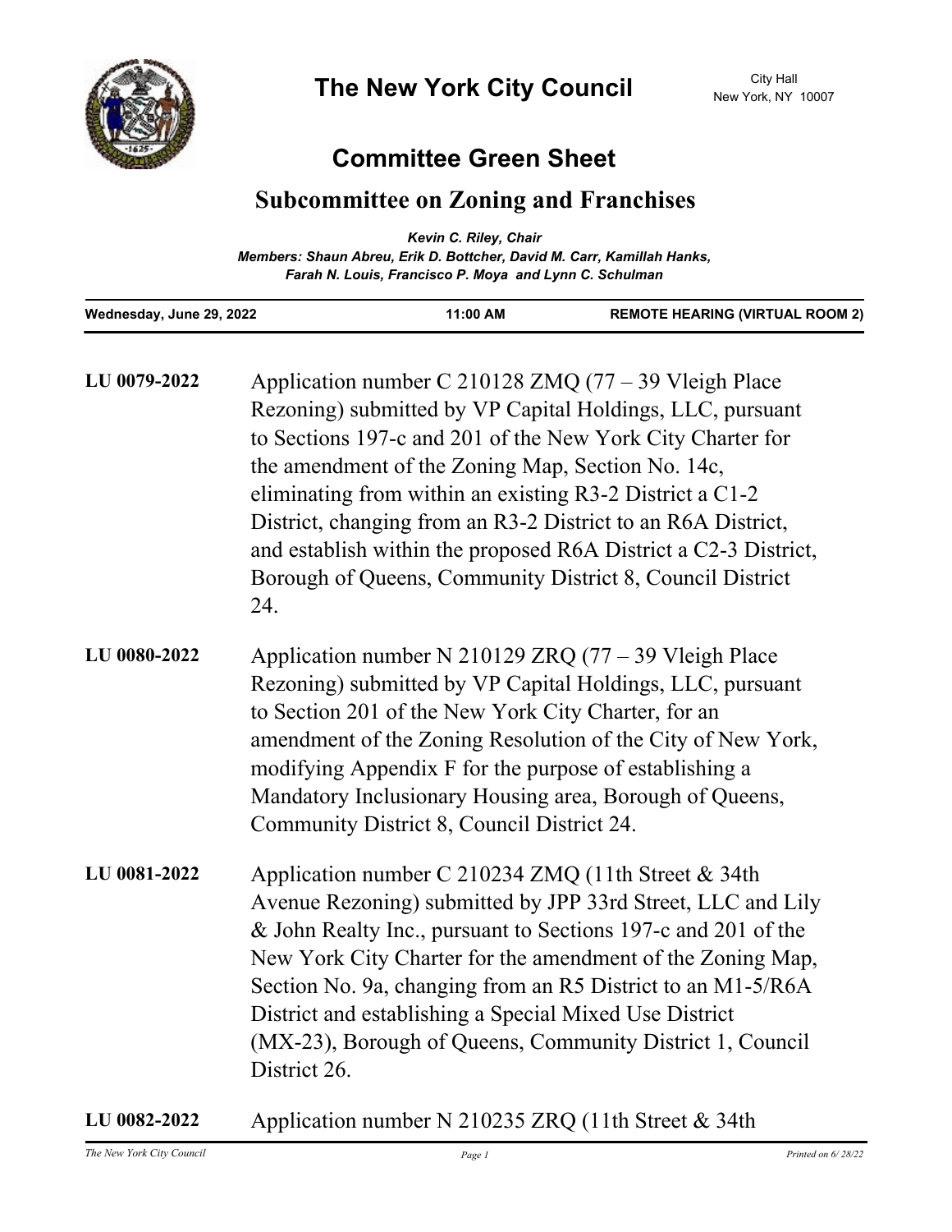# The New York City Council

City Hall
New York, NY 10007

## Committee Green Sheet

### Subcommittee on Zoning and Franchises

***Kevin C. Riley, Chair***
***Members: Shaun Abreu, Erik D. Bottcher, David M. Carr, Kamillah Hanks, Farah N. Louis, Francisco P. Moya and Lynn C. Schulman***

| **Wednesday, June 29, 2022** | **11:00 AM** | **REMOTE HEARING (VIRTUAL ROOM 2)** |
|---|---|---|

**LU 0079-2022** Application number C 210128 ZMQ (77 – 39 Vleigh Place Rezoning) submitted by VP Capital Holdings, LLC, pursuant to Sections 197-c and 201 of the New York City Charter for the amendment of the Zoning Map, Section No. 14c, eliminating from within an existing R3-2 District a C1-2 District, changing from an R3-2 District to an R6A District, and establish within the proposed R6A District a C2-3 District, Borough of Queens, Community District 8, Council District 24.

**LU 0080-2022** Application number N 210129 ZRQ (77 – 39 Vleigh Place Rezoning) submitted by VP Capital Holdings, LLC, pursuant to Section 201 of the New York City Charter, for an amendment of the Zoning Resolution of the City of New York, modifying Appendix F for the purpose of establishing a Mandatory Inclusionary Housing area, Borough of Queens, Community District 8, Council District 24.

**LU 0081-2022** Application number C 210234 ZMQ (11th Street & 34th Avenue Rezoning) submitted by JPP 33rd Street, LLC and Lily & John Realty Inc., pursuant to Sections 197-c and 201 of the New York City Charter for the amendment of the Zoning Map, Section No. 9a, changing from an R5 District to an M1-5/R6A District and establishing a Special Mixed Use District (MX-23), Borough of Queens, Community District 1, Council District 26.

**LU 0082-2022** Application number N 210235 ZRQ (11th Street & 34th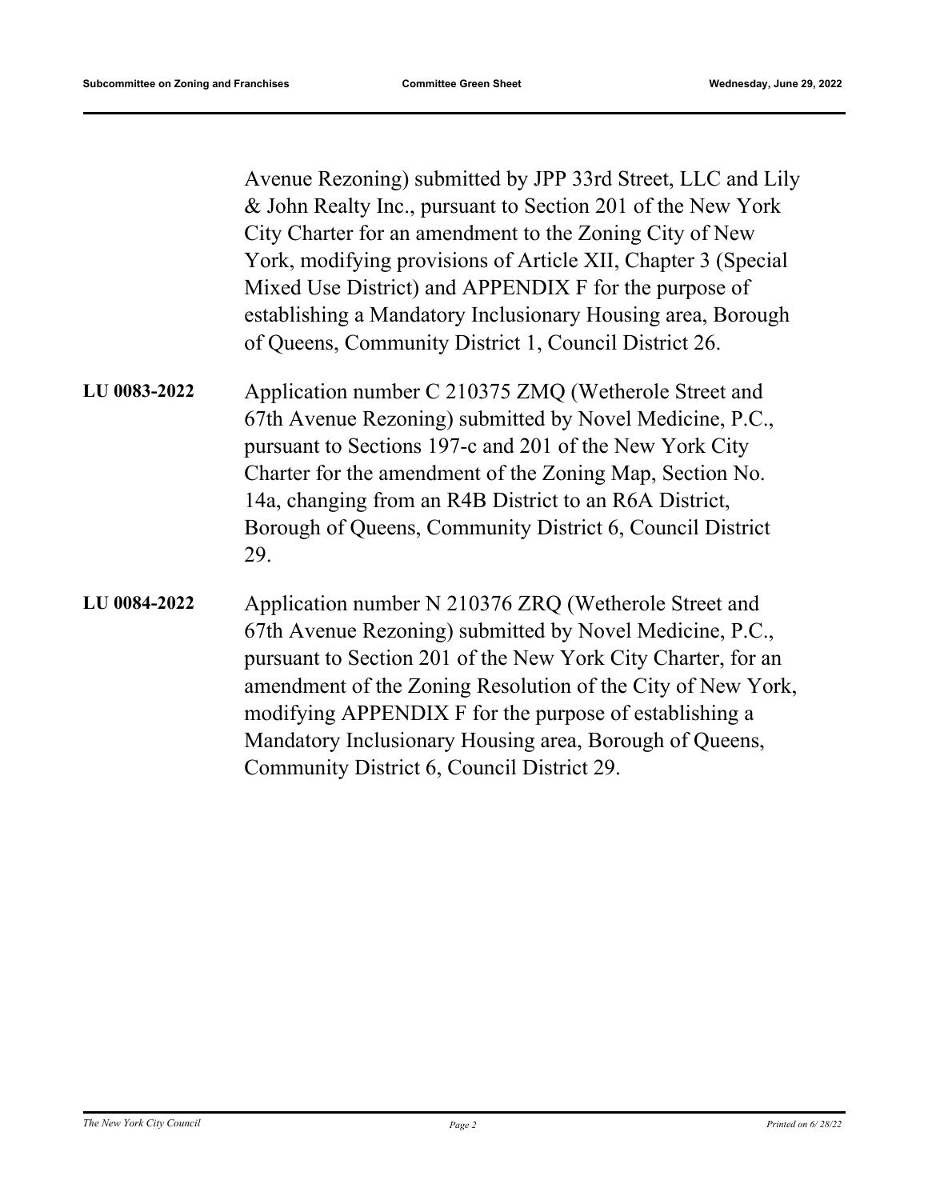Avenue Rezoning) submitted by JPP 33rd Street, LLC and Lily & John Realty Inc., pursuant to Section 201 of the New York City Charter for an amendment to the Zoning City of New York, modifying provisions of Article XII, Chapter 3 (Special Mixed Use District) and APPENDIX F for the purpose of establishing a Mandatory Inclusionary Housing area, Borough of Queens, Community District 1, Council District 26.

**LU 0083-2022** Application number C 210375 ZMQ (Wetherole Street and 67th Avenue Rezoning) submitted by Novel Medicine, P.C., pursuant to Sections 197-c and 201 of the New York City Charter for the amendment of the Zoning Map, Section No. 14a, changing from an R4B District to an R6A District, Borough of Queens, Community District 6, Council District 29.

**LU 0084-2022** Application number N 210376 ZRQ (Wetherole Street and 67th Avenue Rezoning) submitted by Novel Medicine, P.C., pursuant to Section 201 of the New York City Charter, for an amendment of the Zoning Resolution of the City of New York, modifying APPENDIX F for the purpose of establishing a Mandatory Inclusionary Housing area, Borough of Queens, Community District 6, Council District 29.